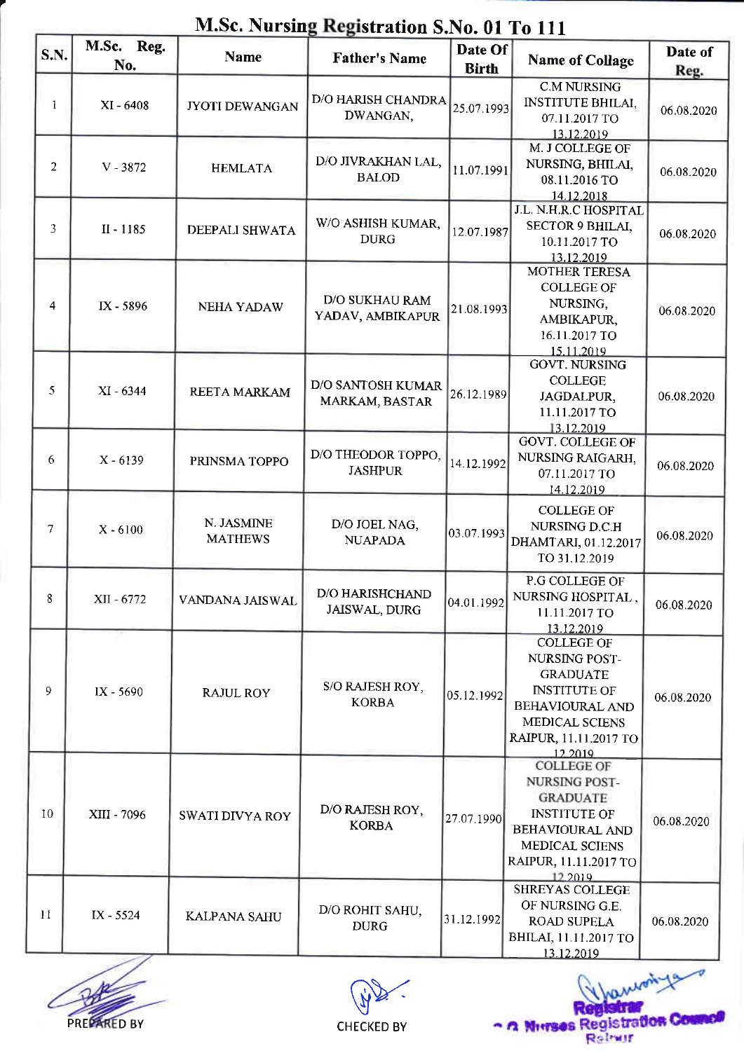# M.Sc. Nursing Registration S.No. 01 To 111

| S.N. | M.Sc. Reg. No. | Name | Father's Name | Date Of Birth | Name of Collage | Date of Reg. |
|---|---|---|---|---|---|---|
| 1 | XI - 6408 | JYOTI DEWANGAN | D/O HARISH CHANDRA DWANGAN, | 25.07.1993 | C.M NURSING INSTITUTE BHILAI, 07.11.2017 TO 13.12.2019 | 06.08.2020 |
| 2 | V - 3872 | HEMLATA | D/O JIVRAKHAN LAL, BALOD | 11.07.1991 | M. J COLLEGE OF NURSING, BHILAI, 08.11.2016 TO 14.12.2018 | 06.08.2020 |
| 3 | II - 1185 | DEEPALI SHWATA | W/O ASHISH KUMAR, DURG | 12.07.1987 | J.L. N.H.R.C HOSPITAL SECTOR 9 BHILAI, 10.11.2017 TO 13.12.2019 | 06.08.2020 |
| 4 | IX - 5896 | NEHA YADAW | D/O SUKHAU RAM YADAV, AMBIKAPUR | 21.08.1993 | MOTHER TERESA COLLEGE OF NURSING, AMBIKAPUR, 16.11.2017 TO 15.11.2019 | 06.08.2020 |
| 5 | XI - 6344 | REETA MARKAM | D/O SANTOSH KUMAR MARKAM, BASTAR | 26.12.1989 | GOVT. NURSING COLLEGE JAGDALPUR, 11.11.2017 TO 13.12.2019 | 06.08.2020 |
| 6 | X - 6139 | PRINSMA TOPPO | D/O THEODOR TOPPO, JASHPUR | 14.12.1992 | GOVT. COLLEGE OF NURSING RAIGARH, 07.11.2017 TO 14.12.2019 | 06.08.2020 |
| 7 | X - 6100 | N. JASMINE MATHEWS | D/O JOEL NAG, NUAPADA | 03.07.1993 | COLLEGE OF NURSING D.C.H DHAMTARI, 01.12.2017 TO 31.12.2019 | 06.08.2020 |
| 8 | XII - 6772 | VANDANA JAISWAL | D/O HARISHCHAND JAISWAL, DURG | 04.01.1992 | P.G COLLEGE OF NURSING HOSPITAL, 11.11.2017 TO 13.12.2019 | 06.08.2020 |
| 9 | IX - 5690 | RAJUL ROY | S/O RAJESH ROY, KORBA | 05.12.1992 | COLLEGE OF NURSING POST-GRADUATE INSTITUTE OF BEHAVIOURAL AND MEDICAL SCIENS RAIPUR, 11.11.2017 TO 12.2019 | 06.08.2020 |
| 10 | XIII - 7096 | SWATI DIVYA ROY | D/O RAJESH ROY, KORBA | 27.07.1990 | COLLEGE OF NURSING POST-GRADUATE INSTITUTE OF BEHAVIOURAL AND MEDICAL SCIENS RAIPUR, 11.11.2017 TO 12.2019 | 06.08.2020 |
| 11 | IX - 5524 | KALPANA SAHU | D/O ROHIT SAHU, DURG | 31.12.1992 | SHREYAS COLLEGE OF NURSING G.E. ROAD SUPELA BHILAI, 11.11.2017 TO 13.12.2019 | 06.08.2020 |

PREPARED BY

CHECKED BY

Registrar
Nurses Registration Council
Raipur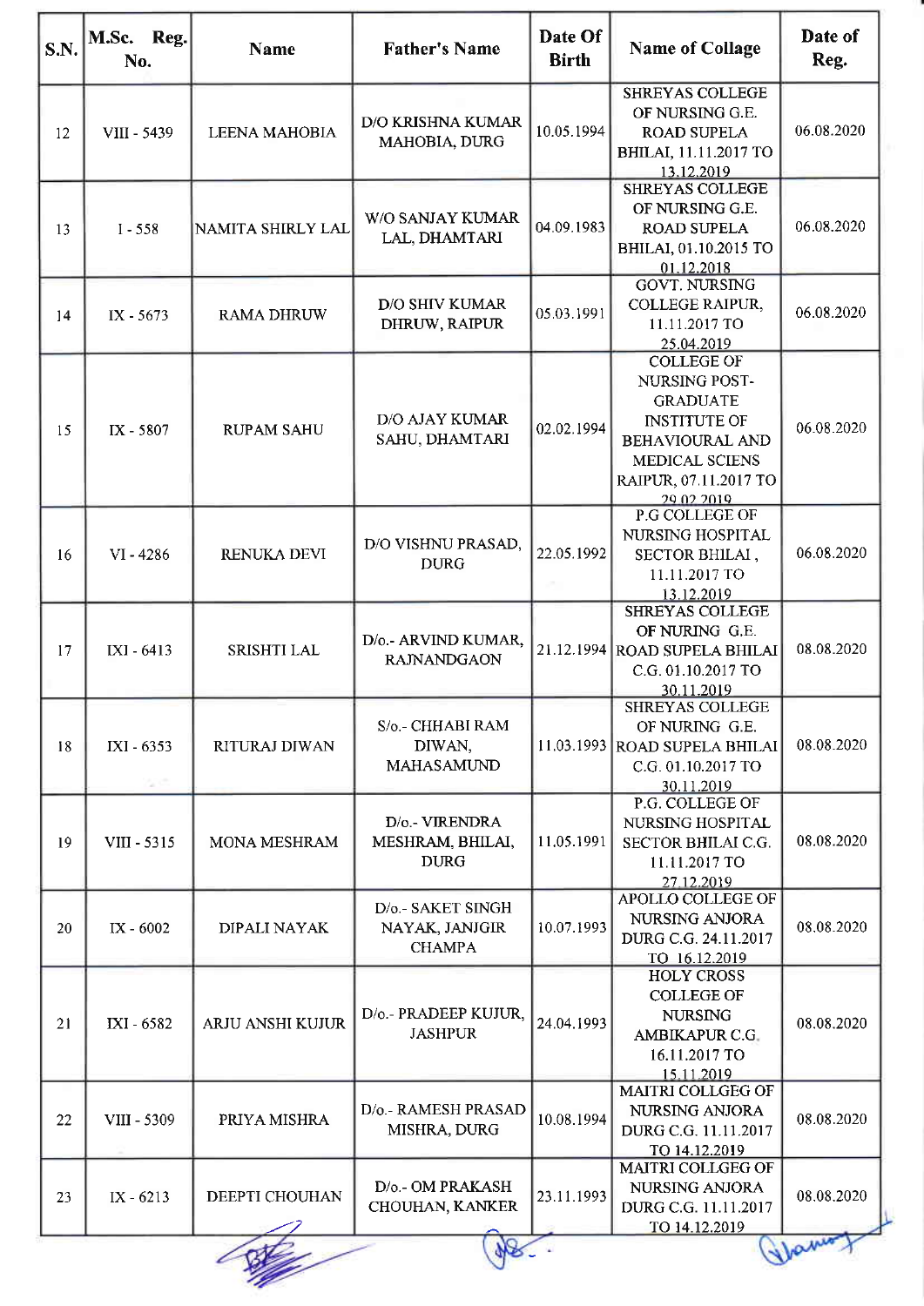| S.N. | M.Sc. Reg. No. | Name | Father's Name | Date Of Birth | Name of Collage | Date of Reg. |
|---|---|---|---|---|---|---|
| 12 | VIII - 5439 | LEENA MAHOBIA | D/O KRISHNA KUMAR MAHOBIA, DURG | 10.05.1994 | SHREYAS COLLEGE OF NURSING G.E. ROAD SUPELA BHILAI, 11.11.2017 TO 13.12.2019 | 06.08.2020 |
| 13 | I - 558 | NAMITA SHIRLY LAL | W/O SANJAY KUMAR LAL, DHAMTARI | 04.09.1983 | SHREYAS COLLEGE OF NURSING G.E. ROAD SUPELA BHILAI, 01.10.2015 TO 01.12.2018 | 06.08.2020 |
| 14 | IX - 5673 | RAMA DHRUW | D/O SHIV KUMAR DHRUW, RAIPUR | 05.03.1991 | GOVT. NURSING COLLEGE RAIPUR, 11.11.2017 TO 25.04.2019 | 06.08.2020 |
| 15 | IX - 5807 | RUPAM SAHU | D/O AJAY KUMAR SAHU, DHAMTARI | 02.02.1994 | COLLEGE OF NURSING POST-GRADUATE INSTITUTE OF BEHAVIOURAL AND MEDICAL SCIENS RAIPUR, 07.11.2017 TO 29.02.2019 | 06.08.2020 |
| 16 | VI - 4286 | RENUKA DEVI | D/O VISHNU PRASAD, DURG | 22.05.1992 | P.G COLLEGE OF NURSING HOSPITAL SECTOR BHILAI , 11.11.2017 TO 13.12.2019 | 06.08.2020 |
| 17 | IXI - 6413 | SRISHTI LAL | D/o.- ARVIND KUMAR, RAJNANDGAON | 21.12.1994 | SHREYAS COLLEGE OF NURING G.E. ROAD SUPELA BHILAI C.G. 01.10.2017 TO 30.11.2019 | 08.08.2020 |
| 18 | IXI - 6353 | RITURAJ DIWAN | S/o.- CHHABI RAM DIWAN, MAHASAMUND | 11.03.1993 | SHREYAS COLLEGE OF NURING G.E. ROAD SUPELA BHILAI C.G. 01.10.2017 TO 30.11.2019 | 08.08.2020 |
| 19 | VIII - 5315 | MONA MESHRAM | D/o.- VIRENDRA MESHRAM, BHILAI, DURG | 11.05.1991 | P.G. COLLEGE OF NURSING HOSPITAL SECTOR BHILAI C.G. 11.11.2017 TO 27.12.2019 | 08.08.2020 |
| 20 | IX - 6002 | DIPALI NAYAK | D/o.- SAKET SINGH NAYAK, JANJGIR CHAMPA | 10.07.1993 | APOLLO COLLEGE OF NURSING ANJORA DURG C.G. 24.11.2017 TO 16.12.2019 | 08.08.2020 |
| 21 | IXI - 6582 | ARJU ANSHI KUJUR | D/o.- PRADEEP KUJUR, JASHPUR | 24.04.1993 | HOLY CROSS COLLEGE OF NURSING AMBIKAPUR C.G. 16.11.2017 TO 15.11.2019 | 08.08.2020 |
| 22 | VIII - 5309 | PRIYA MISHRA | D/o.- RAMESH PRASAD MISHRA, DURG | 10.08.1994 | MAITRI COLLGEG OF NURSING ANJORA DURG C.G. 11.11.2017 TO 14.12.2019 | 08.08.2020 |
| 23 | IX - 6213 | DEEPTI CHOUHAN | D/o.- OM PRAKASH CHOUHAN, KANKER | 23.11.1993 | MAITRI COLLGEG OF NURSING ANJORA DURG C.G. 11.11.2017 TO 14.12.2019 | 08.08.2020 |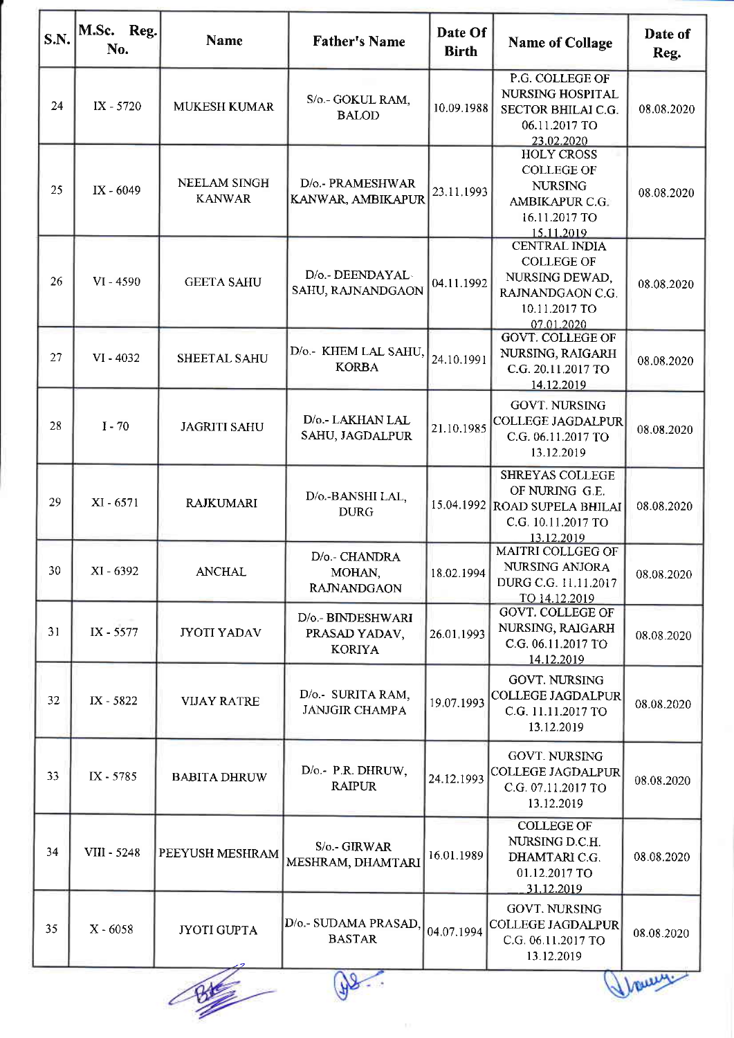| S.N. | M.Sc. Reg. No. | Name | Father's Name | Date Of Birth | Name of Collage | Date of Reg. |
|---|---|---|---|---|---|---|
| 24 | IX - 5720 | MUKESH KUMAR | S/o.- GOKUL RAM, BALOD | 10.09.1988 | P.G. COLLEGE OF NURSING HOSPITAL SECTOR BHILAI C.G. 06.11.2017 TO 23.02.2020 | 08.08.2020 |
| 25 | IX - 6049 | NEELAM SINGH KANWAR | D/o.- PRAMESHWAR KANWAR, AMBIKAPUR | 23.11.1993 | HOLY CROSS COLLEGE OF NURSING AMBIKAPUR C.G. 16.11.2017 TO 15.11.2019 | 08.08.2020 |
| 26 | VI - 4590 | GEETA SAHU | D/o.- DEENDAYAL SAHU, RAJNANDGAON | 04.11.1992 | CENTRAL INDIA COLLEGE OF NURSING DEWAD, RAJNANDGAON C.G. 10.11.2017 TO 07.01.2020 | 08.08.2020 |
| 27 | VI - 4032 | SHEETAL SAHU | D/o.- KHEM LAL SAHU, KORBA | 24.10.1991 | GOVT. COLLEGE OF NURSING, RAIGARH C.G. 20.11.2017 TO 14.12.2019 | 08.08.2020 |
| 28 | I - 70 | JAGRITI SAHU | D/o.- LAKHAN LAL SAHU, JAGDALPUR | 21.10.1985 | GOVT. NURSING COLLEGE JAGDALPUR C.G. 06.11.2017 TO 13.12.2019 | 08.08.2020 |
| 29 | XI - 6571 | RAJKUMARI | D/o.-BANSHI LAL, DURG | 15.04.1992 | SHREYAS COLLEGE OF NURING G.E. ROAD SUPELA BHILAI C.G. 10.11.2017 TO 13.12.2019 | 08.08.2020 |
| 30 | XI - 6392 | ANCHAL | D/o.- CHANDRA MOHAN, RAJNANDGAON | 18.02.1994 | MAITRI COLLGEG OF NURSING ANJORA DURG C.G. 11.11.2017 TO 14.12.2019 | 08.08.2020 |
| 31 | IX - 5577 | JYOTI YADAV | D/o.- BINDESHWARI PRASAD YADAV, KORIYA | 26.01.1993 | GOVT. COLLEGE OF NURSING, RAIGARH C.G. 06.11.2017 TO 14.12.2019 | 08.08.2020 |
| 32 | IX - 5822 | VIJAY RATRE | D/o.- SURITA RAM, JANJGIR CHAMPA | 19.07.1993 | GOVT. NURSING COLLEGE JAGDALPUR C.G. 11.11.2017 TO 13.12.2019 | 08.08.2020 |
| 33 | IX - 5785 | BABITA DHRUW | D/o.- P.R. DHRUW, RAIPUR | 24.12.1993 | GOVT. NURSING COLLEGE JAGDALPUR C.G. 07.11.2017 TO 13.12.2019 | 08.08.2020 |
| 34 | VIII - 5248 | PEEYUSH MESHRAM | S/o.- GIRWAR MESHRAM, DHAMTARI | 16.01.1989 | COLLEGE OF NURSING D.C.H. DHAMTARI C.G. 01.12.2017 TO 31.12.2019 | 08.08.2020 |
| 35 | X - 6058 | JYOTI GUPTA | D/o.- SUDAMA PRASAD, BASTAR | 04.07.1994 | GOVT. NURSING COLLEGE JAGDALPUR C.G. 06.11.2017 TO 13.12.2019 | 08.08.2020 |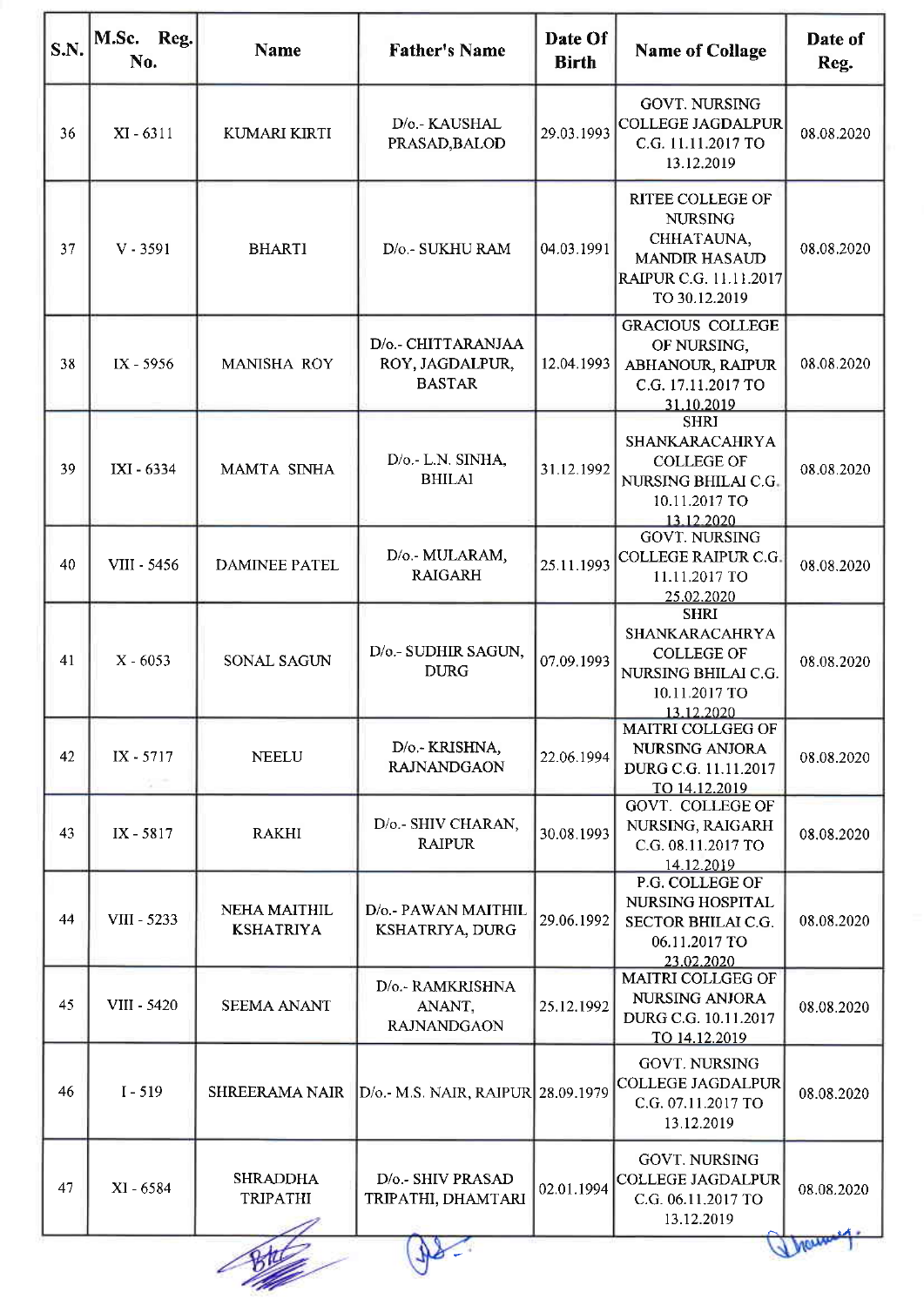| S.N. | M.Sc. Reg. No. | Name | Father's Name | Date Of Birth | Name of Collage | Date of Reg. |
|---|---|---|---|---|---|---|
| 36 | XI - 6311 | KUMARI KIRTI | D/o.- KAUSHAL PRASAD,BALOD | 29.03.1993 | GOVT. NURSING COLLEGE JAGDALPUR C.G. 11.11.2017 TO 13.12.2019 | 08.08.2020 |
| 37 | V - 3591 | BHARTI | D/o.- SUKHU RAM | 04.03.1991 | RITEE COLLEGE OF NURSING CHHATAUNA, MANDIR HASAUD RAIPUR C.G. 11.11.2017 TO 30.12.2019 | 08.08.2020 |
| 38 | IX - 5956 | MANISHA ROY | D/o.- CHITTARANJAA ROY, JAGDALPUR, BASTAR | 12.04.1993 | GRACIOUS COLLEGE OF NURSING, ABHANOUR, RAIPUR C.G. 17.11.2017 TO 31.10.2019 | 08.08.2020 |
| 39 | IXI - 6334 | MAMTA SINHA | D/o.- L.N. SINHA, BHILAI | 31.12.1992 | SHRI SHANKARACAHRYA COLLEGE OF NURSING BHILAI C.G. 10.11.2017 TO 13.12.2020 | 08.08.2020 |
| 40 | VIII - 5456 | DAMINEE PATEL | D/o.- MULARAM, RAIGARH | 25.11.1993 | GOVT. NURSING COLLEGE RAIPUR C.G. 11.11.2017 TO 25.02.2020 | 08.08.2020 |
| 41 | X - 6053 | SONAL SAGUN | D/o.- SUDHIR SAGUN, DURG | 07.09.1993 | SHRI SHANKARACAHRYA COLLEGE OF NURSING BHILAI C.G. 10.11.2017 TO 13.12.2020 | 08.08.2020 |
| 42 | IX - 5717 | NEELU | D/o.- KRISHNA, RAJNANDGAON | 22.06.1994 | MAITRI COLLGEG OF NURSING ANJORA DURG C.G. 11.11.2017 TO 14.12.2019 | 08.08.2020 |
| 43 | IX - 5817 | RAKHI | D/o.- SHIV CHARAN, RAIPUR | 30.08.1993 | GOVT. COLLEGE OF NURSING, RAIGARH C.G. 08.11.2017 TO 14.12.2019 | 08.08.2020 |
| 44 | VIII - 5233 | NEHA MAITHIL KSHATRIYA | D/o.- PAWAN MAITHIL KSHATRIYA, DURG | 29.06.1992 | P.G. COLLEGE OF NURSING HOSPITAL SECTOR BHILAI C.G. 06.11.2017 TO 23.02.2020 | 08.08.2020 |
| 45 | VIII - 5420 | SEEMA ANANT | D/o.- RAMKRISHNA ANANT, RAJNANDGAON | 25.12.1992 | MAITRI COLLGEG OF NURSING ANJORA DURG C.G. 10.11.2017 TO 14.12.2019 | 08.08.2020 |
| 46 | I - 519 | SHREERAMA NAIR | D/o.- M.S. NAIR, RAIPUR | 28.09.1979 | GOVT. NURSING COLLEGE JAGDALPUR C.G. 07.11.2017 TO 13.12.2019 | 08.08.2020 |
| 47 | XI - 6584 | SHRADDHA TRIPATHI | D/o.- SHIV PRASAD TRIPATHI, DHAMTARI | 02.01.1994 | GOVT. NURSING COLLEGE JAGDALPUR C.G. 06.11.2017 TO 13.12.2019 | 08.08.2020 |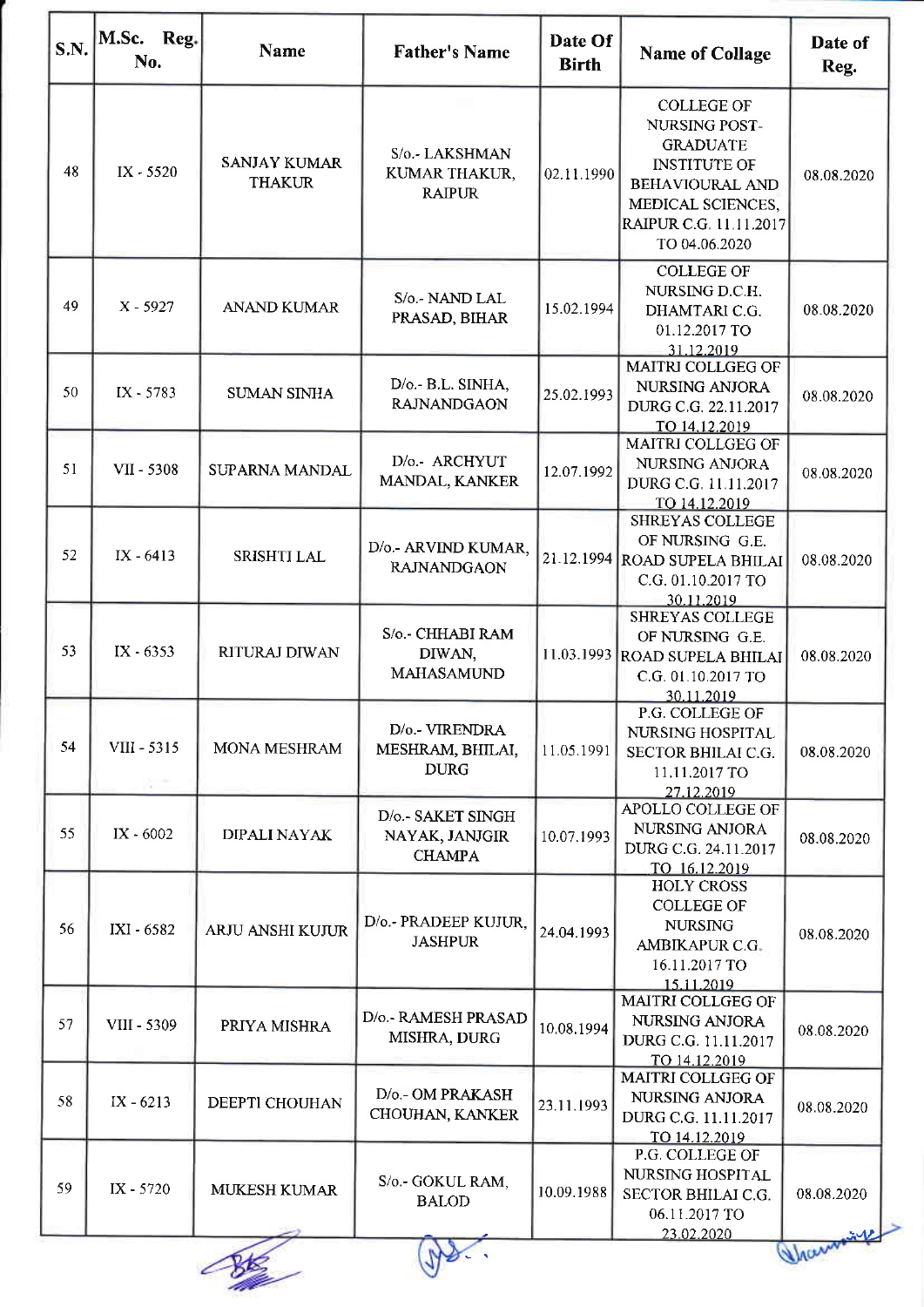| S.N. | M.Sc. Reg. No. | Name | Father's Name | Date Of Birth | Name of Collage | Date of Reg. |
|---|---|---|---|---|---|---|
| 48 | IX - 5520 | SANJAY KUMAR THAKUR | S/o.- LAKSHMAN KUMAR THAKUR, RAIPUR | 02.11.1990 | COLLEGE OF NURSING POST-GRADUATE INSTITUTE OF BEHAVIOURAL AND MEDICAL SCIENCES, RAIPUR C.G. 11.11.2017 TO 04.06.2020 | 08.08.2020 |
| 49 | X - 5927 | ANAND KUMAR | S/o.- NAND LAL PRASAD, BIHAR | 15.02.1994 | COLLEGE OF NURSING D.C.H. DHAMTARI C.G. 01.12.2017 TO 31.12.2019 | 08.08.2020 |
| 50 | IX - 5783 | SUMAN SINHA | D/o.- B.L. SINHA, RAJNANDGAON | 25.02.1993 | MAITRI COLLGEG OF NURSING ANJORA DURG C.G. 22.11.2017 TO 14.12.2019 | 08.08.2020 |
| 51 | VII - 5308 | SUPARNA MANDAL | D/o.- ARCHYUT MANDAL, KANKER | 12.07.1992 | MAITRI COLLGEG OF NURSING ANJORA DURG C.G. 11.11.2017 TO 14.12.2019 | 08.08.2020 |
| 52 | IX - 6413 | SRISHTI LAL | D/o.- ARVIND KUMAR, RAJNANDGAON | 21.12.1994 | SHREYAS COLLEGE OF NURSING G.E. ROAD SUPELA BHILAI C.G. 01.10.2017 TO 30.11.2019 | 08.08.2020 |
| 53 | IX - 6353 | RITURAJ DIWAN | S/o.- CHHABI RAM DIWAN, MAHASAMUND | 11.03.1993 | SHREYAS COLLEGE OF NURSING G.E. ROAD SUPELA BHILAI C.G. 01.10.2017 TO 30.11.2019 | 08.08.2020 |
| 54 | VIII - 5315 | MONA MESHRAM | D/o.- VIRENDRA MESHRAM, BHILAI, DURG | 11.05.1991 | P.G. COLLEGE OF NURSING HOSPITAL SECTOR BHILAI C.G. 11.11.2017 TO 27.12.2019 | 08.08.2020 |
| 55 | IX - 6002 | DIPALI NAYAK | D/o.- SAKET SINGH NAYAK, JANJGIR CHAMPA | 10.07.1993 | APOLLO COLLEGE OF NURSING ANJORA DURG C.G. 24.11.2017 TO 16.12.2019 | 08.08.2020 |
| 56 | IXI - 6582 | ARJU ANSHI KUJUR | D/o.- PRADEEP KUJUR, JASHPUR | 24.04.1993 | HOLY CROSS COLLEGE OF NURSING AMBIKAPUR C.G. 16.11.2017 TO 15.11.2019 | 08.08.2020 |
| 57 | VIII - 5309 | PRIYA MISHRA | D/o.- RAMESH PRASAD MISHRA, DURG | 10.08.1994 | MAITRI COLLGEG OF NURSING ANJORA DURG C.G. 11.11.2017 TO 14.12.2019 | 08.08.2020 |
| 58 | IX - 6213 | DEEPTI CHOUHAN | D/o.- OM PRAKASH CHOUHAN, KANKER | 23.11.1993 | MAITRI COLLGEG OF NURSING ANJORA DURG C.G. 11.11.2017 TO 14.12.2019 | 08.08.2020 |
| 59 | IX - 5720 | MUKESH KUMAR | S/o.- GOKUL RAM, BALOD | 10.09.1988 | P.G. COLLEGE OF NURSING HOSPITAL SECTOR BHILAI C.G. 06.11.2017 TO 23.02.2020 | 08.08.2020 |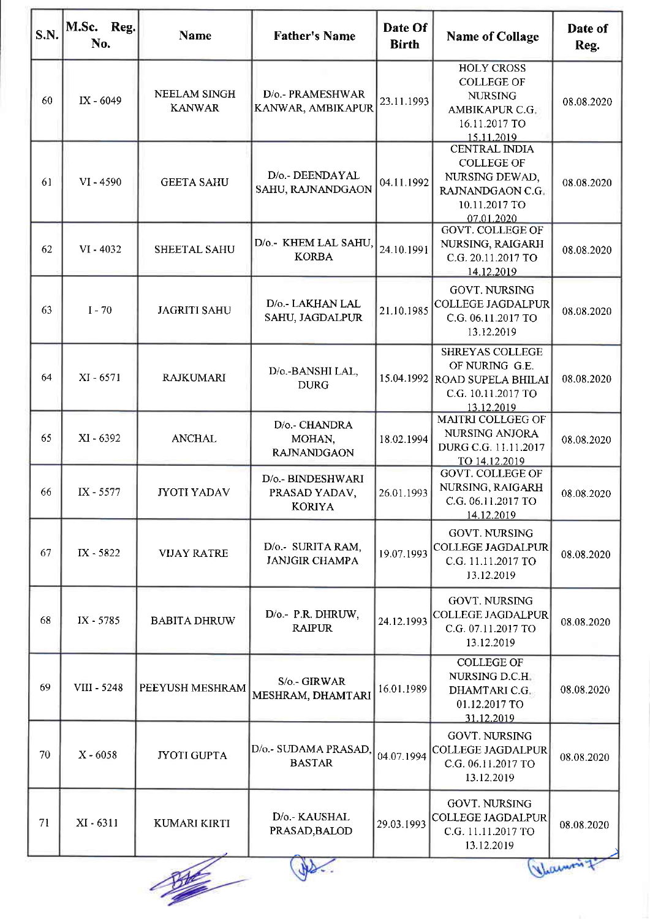| S.N. | M.Sc. Reg. No. | Name | Father's Name | Date Of Birth | Name of Collage | Date of Reg. |
|---|---|---|---|---|---|---|
| 60 | IX - 6049 | NEELAM SINGH KANWAR | D/o.- PRAMESHWAR KANWAR, AMBIKAPUR | 23.11.1993 | HOLY CROSS COLLEGE OF NURSING AMBIKAPUR C.G. 16.11.2017 TO 15.11.2019 | 08.08.2020 |
| 61 | VI - 4590 | GEETA SAHU | D/o.- DEENDAYAL SAHU, RAJNANDGAON | 04.11.1992 | CENTRAL INDIA COLLEGE OF NURSING DEWAD, RAJNANDGAON C.G. 10.11.2017 TO 07.01.2020 | 08.08.2020 |
| 62 | VI - 4032 | SHEETAL SAHU | D/o.- KHEM LAL SAHU, KORBA | 24.10.1991 | GOVT. COLLEGE OF NURSING, RAIGARH C.G. 20.11.2017 TO 14.12.2019 | 08.08.2020 |
| 63 | I - 70 | JAGRITI SAHU | D/o.- LAKHAN LAL SAHU, JAGDALPUR | 21.10.1985 | GOVT. NURSING COLLEGE JAGDALPUR C.G. 06.11.2017 TO 13.12.2019 | 08.08.2020 |
| 64 | XI - 6571 | RAJKUMARI | D/o.-BANSHI LAL, DURG | 15.04.1992 | SHREYAS COLLEGE OF NURING G.E. ROAD SUPELA BHILAI C.G. 10.11.2017 TO 13.12.2019 | 08.08.2020 |
| 65 | XI - 6392 | ANCHAL | D/o.- CHANDRA MOHAN, RAJNANDGAON | 18.02.1994 | MAITRI COLLGEG OF NURSING ANJORA DURG C.G. 11.11.2017 TO 14.12.2019 | 08.08.2020 |
| 66 | IX - 5577 | JYOTI YADAV | D/o.- BINDESHWARI PRASAD YADAV, KORIYA | 26.01.1993 | GOVT. COLLEGE OF NURSING, RAIGARH C.G. 06.11.2017 TO 14.12.2019 | 08.08.2020 |
| 67 | IX - 5822 | VIJAY RATRE | D/o.- SURITA RAM, JANJGIR CHAMPA | 19.07.1993 | GOVT. NURSING COLLEGE JAGDALPUR C.G. 11.11.2017 TO 13.12.2019 | 08.08.2020 |
| 68 | IX - 5785 | BABITA DHRUW | D/o.- P.R. DHRUW, RAIPUR | 24.12.1993 | GOVT. NURSING COLLEGE JAGDALPUR C.G. 07.11.2017 TO 13.12.2019 | 08.08.2020 |
| 69 | VIII - 5248 | PEEYUSH MESHRAM | S/o.- GIRWAR MESHRAM, DHAMTARI | 16.01.1989 | COLLEGE OF NURSING D.C.H. DHAMTARI C.G. 01.12.2017 TO 31.12.2019 | 08.08.2020 |
| 70 | X - 6058 | JYOTI GUPTA | D/o.- SUDAMA PRASAD, BASTAR | 04.07.1994 | GOVT. NURSING COLLEGE JAGDALPUR C.G. 06.11.2017 TO 13.12.2019 | 08.08.2020 |
| 71 | XI - 6311 | KUMARI KIRTI | D/o.- KAUSHAL PRASAD,BALOD | 29.03.1993 | GOVT. NURSING COLLEGE JAGDALPUR C.G. 11.11.2017 TO 13.12.2019 | 08.08.2020 |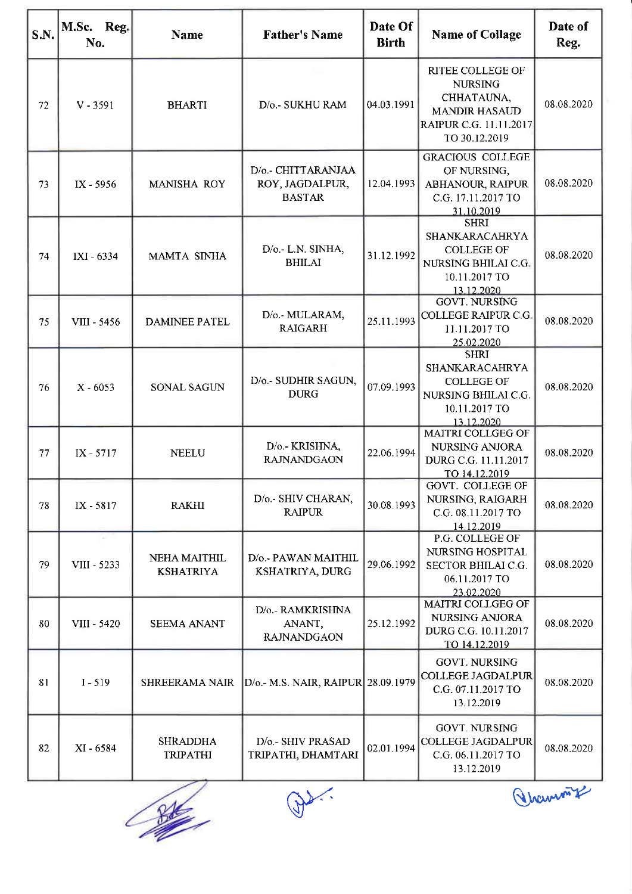| S.N. | M.Sc. Reg. No. | Name | Father's Name | Date Of Birth | Name of Collage | Date of Reg. |
|---|---|---|---|---|---|---|
| 72 | V - 3591 | BHARTI | D/o.- SUKHU RAM | 04.03.1991 | RITEE COLLEGE OF NURSING CHHATAUNA, MANDIR HASAUD RAIPUR C.G. 11.11.2017 TO 30.12.2019 | 08.08.2020 |
| 73 | IX - 5956 | MANISHA ROY | D/o.- CHITTARANJAA ROY, JAGDALPUR, BASTAR | 12.04.1993 | GRACIOUS COLLEGE OF NURSING, ABHANOUR, RAIPUR C.G. 17.11.2017 TO 31.10.2019 | 08.08.2020 |
| 74 | IXI - 6334 | MAMTA SINHA | D/o.- L.N. SINHA, BHILAI | 31.12.1992 | SHRI SHANKARACAHRYA COLLEGE OF NURSING BHILAI C.G. 10.11.2017 TO 13.12.2020 | 08.08.2020 |
| 75 | VIII - 5456 | DAMINEE PATEL | D/o.- MULARAM, RAIGARH | 25.11.1993 | GOVT. NURSING COLLEGE RAIPUR C.G. 11.11.2017 TO 25.02.2020 | 08.08.2020 |
| 76 | X - 6053 | SONAL SAGUN | D/o.- SUDHIR SAGUN, DURG | 07.09.1993 | SHRI SHANKARACAHRYA COLLEGE OF NURSING BHILAI C.G. 10.11.2017 TO 13.12.2020 | 08.08.2020 |
| 77 | IX - 5717 | NEELU | D/o.- KRISHNA, RAJNANDGAON | 22.06.1994 | MAITRI COLLGEG OF NURSING ANJORA DURG C.G. 11.11.2017 TO 14.12.2019 | 08.08.2020 |
| 78 | IX - 5817 | RAKHI | D/o.- SHIV CHARAN, RAIPUR | 30.08.1993 | GOVT. COLLEGE OF NURSING, RAIGARH C.G. 08.11.2017 TO 14.12.2019 | 08.08.2020 |
| 79 | VIII - 5233 | NEHA MAITHIL KSHATRIYA | D/o.- PAWAN MAITHIL KSHATRIYA, DURG | 29.06.1992 | P.G. COLLEGE OF NURSING HOSPITAL SECTOR BHILAI C.G. 06.11.2017 TO 23.02.2020 | 08.08.2020 |
| 80 | VIII - 5420 | SEEMA ANANT | D/o.- RAMKRISHNA ANANT, RAJNANDGAON | 25.12.1992 | MAITRI COLLGEG OF NURSING ANJORA DURG C.G. 10.11.2017 TO 14.12.2019 | 08.08.2020 |
| 81 | I - 519 | SHREERAMA NAIR | D/o.- M.S. NAIR, RAIPUR | 28.09.1979 | GOVT. NURSING COLLEGE JAGDALPUR C.G. 07.11.2017 TO 13.12.2019 | 08.08.2020 |
| 82 | XI - 6584 | SHRADDHA TRIPATHI | D/o.- SHIV PRASAD TRIPATHI, DHAMTARI | 02.01.1994 | GOVT. NURSING COLLEGE JAGDALPUR C.G. 06.11.2017 TO 13.12.2019 | 08.08.2020 |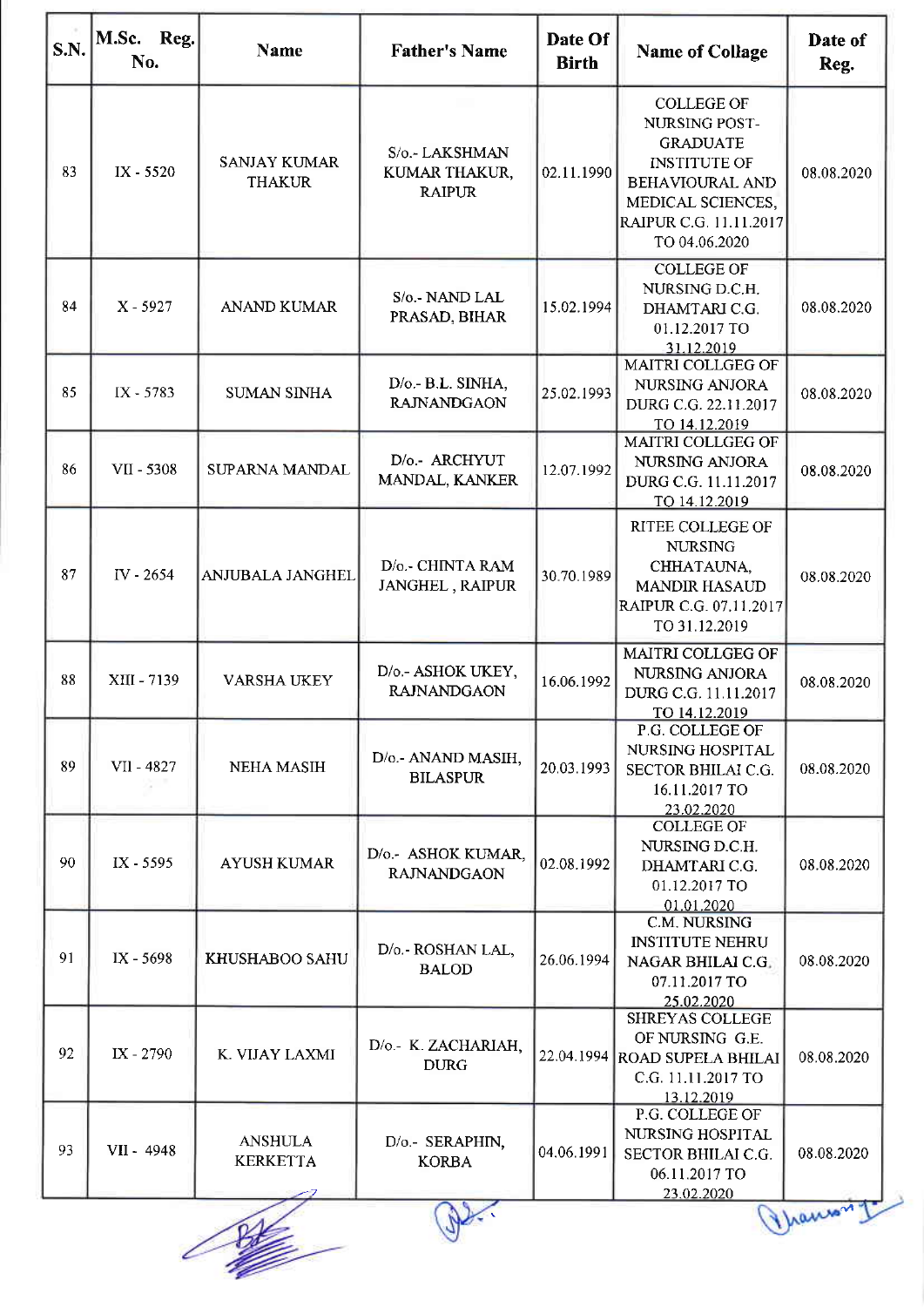| S.N. | M.Sc. Reg. No. | Name | Father's Name | Date Of Birth | Name of Collage | Date of Reg. |
|---|---|---|---|---|---|---|
| 83 | IX - 5520 | SANJAY KUMAR THAKUR | S/o.- LAKSHMAN KUMAR THAKUR, RAIPUR | 02.11.1990 | COLLEGE OF NURSING POST-GRADUATE INSTITUTE OF BEHAVIOURAL AND MEDICAL SCIENCES, RAIPUR C.G. 11.11.2017 TO 04.06.2020 | 08.08.2020 |
| 84 | X - 5927 | ANAND KUMAR | S/o.- NAND LAL PRASAD, BIHAR | 15.02.1994 | COLLEGE OF NURSING D.C.H. DHAMTARI C.G. 01.12.2017 TO 31.12.2019 | 08.08.2020 |
| 85 | IX - 5783 | SUMAN SINHA | D/o.- B.L. SINHA, RAJNANDGAON | 25.02.1993 | MAITRI COLLGEG OF NURSING ANJORA DURG C.G. 22.11.2017 TO 14.12.2019 | 08.08.2020 |
| 86 | VII - 5308 | SUPARNA MANDAL | D/o.- ARCHYUT MANDAL, KANKER | 12.07.1992 | MAITRI COLLGEG OF NURSING ANJORA DURG C.G. 11.11.2017 TO 14.12.2019 | 08.08.2020 |
| 87 | IV - 2654 | ANJUBALA JANGHEL | D/o.- CHINTA RAM JANGHEL , RAIPUR | 30.70.1989 | RITEE COLLEGE OF NURSING CHHATAUNA, MANDIR HASAUD RAIPUR C.G. 07.11.2017 TO 31.12.2019 | 08.08.2020 |
| 88 | XIII - 7139 | VARSHA UKEY | D/o.- ASHOK UKEY, RAJNANDGAON | 16.06.1992 | MAITRI COLLGEG OF NURSING ANJORA DURG C.G. 11.11.2017 TO 14.12.2019 | 08.08.2020 |
| 89 | VII - 4827 | NEHA MASIH | D/o.- ANAND MASIH, BILASPUR | 20.03.1993 | P.G. COLLEGE OF NURSING HOSPITAL SECTOR BHILAI C.G. 16.11.2017 TO 23.02.2020 | 08.08.2020 |
| 90 | IX - 5595 | AYUSH KUMAR | D/o.- ASHOK KUMAR, RAJNANDGAON | 02.08.1992 | COLLEGE OF NURSING D.C.H. DHAMTARI C.G. 01.12.2017 TO 01.01.2020 | 08.08.2020 |
| 91 | IX - 5698 | KHUSHABOO SAHU | D/o.- ROSHAN LAL, BALOD | 26.06.1994 | C.M. NURSING INSTITUTE NEHRU NAGAR BHILAI C.G. 07.11.2017 TO 25.02.2020 | 08.08.2020 |
| 92 | IX - 2790 | K. VIJAY LAXMI | D/o.- K. ZACHARIAH, DURG | 22.04.1994 | SHREYAS COLLEGE OF NURSING G.E. ROAD SUPELA BHILAI C.G. 11.11.2017 TO 13.12.2019 | 08.08.2020 |
| 93 | VII - 4948 | ANSHULA KERKETTA | D/o.- SERAPHIN, KORBA | 04.06.1991 | P.G. COLLEGE OF NURSING HOSPITAL SECTOR BHILAI C.G. 06.11.2017 TO 23.02.2020 | 08.08.2020 |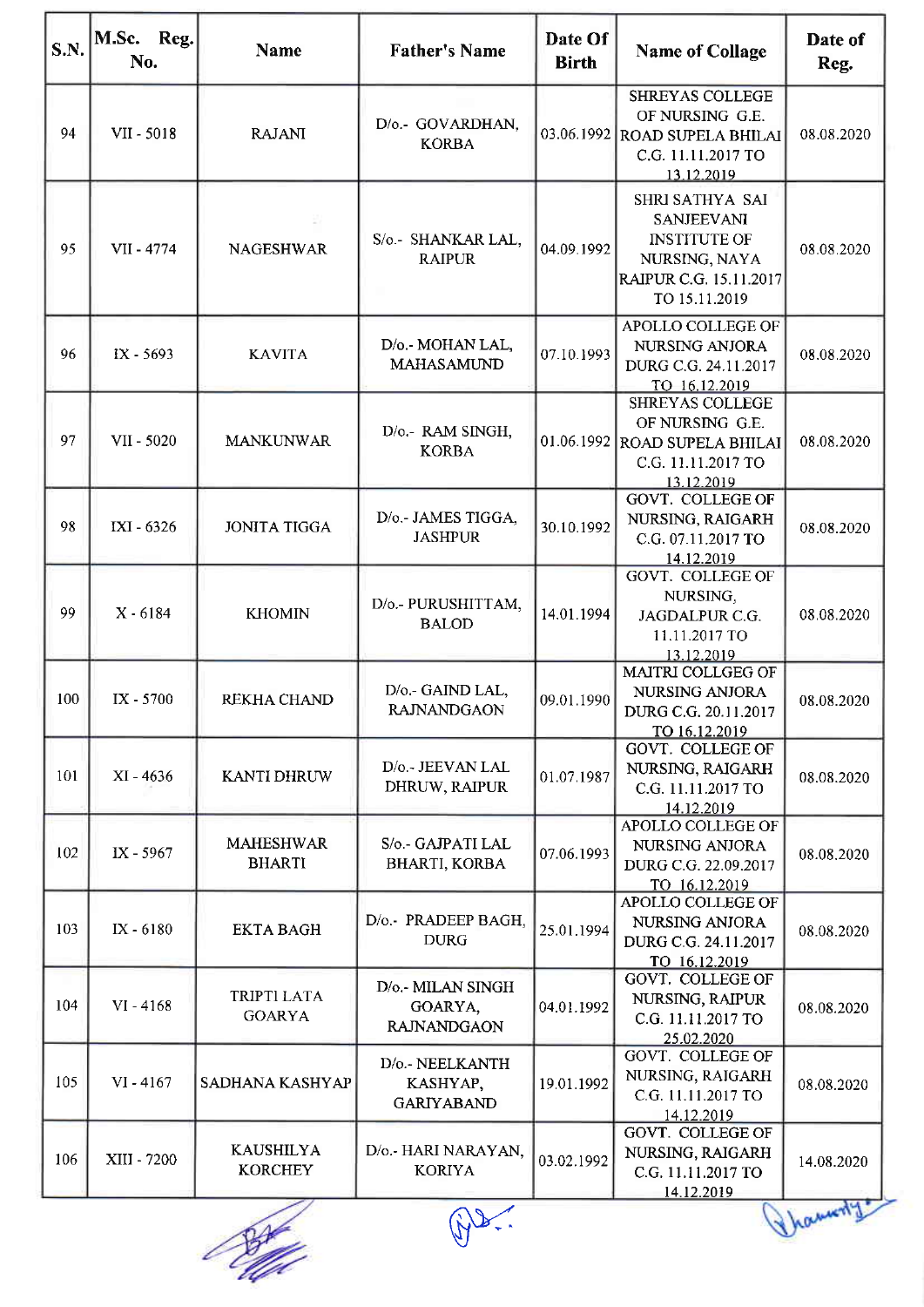| S.N. | M.Sc. Reg. No. | Name | Father's Name | Date Of Birth | Name of Collage | Date of Reg. |
|---|---|---|---|---|---|---|
| 94 | VII - 5018 | RAJANI | D/o.- GOVARDHAN, KORBA | 03.06.1992 | SHREYAS COLLEGE OF NURSING G.E. ROAD SUPELA BHILAI C.G. 11.11.2017 TO 13.12.2019 | 08.08.2020 |
| 95 | VII - 4774 | NAGESHWAR | S/o.- SHANKAR LAL, RAIPUR | 04.09.1992 | SHRI SATHYA SAI SANJEEVANI INSTITUTE OF NURSING, NAYA RAIPUR C.G. 15.11.2017 TO 15.11.2019 | 08.08.2020 |
| 96 | IX - 5693 | KAVITA | D/o.- MOHAN LAL, MAHASAMUND | 07.10.1993 | APOLLO COLLEGE OF NURSING ANJORA DURG C.G. 24.11.2017 TO 16.12.2019 | 08.08.2020 |
| 97 | VII - 5020 | MANKUNWAR | D/o.- RAM SINGH, KORBA | 01.06.1992 | SHREYAS COLLEGE OF NURSING G.E. ROAD SUPELA BHILAI C.G. 11.11.2017 TO 13.12.2019 | 08.08.2020 |
| 98 | IXI - 6326 | JONITA TIGGA | D/o.- JAMES TIGGA, JASHPUR | 30.10.1992 | GOVT. COLLEGE OF NURSING, RAIGARH C.G. 07.11.2017 TO 14.12.2019 | 08.08.2020 |
| 99 | X - 6184 | KHOMIN | D/o.- PURUSHITTAM, BALOD | 14.01.1994 | GOVT. COLLEGE OF NURSING, JAGDALPUR C.G. 11.11.2017 TO 13.12.2019 | 08.08.2020 |
| 100 | IX - 5700 | REKHA CHAND | D/o.- GAIND LAL, RAJNANDGAON | 09.01.1990 | MAITRI COLLGEG OF NURSING ANJORA DURG C.G. 20.11.2017 TO 16.12.2019 | 08.08.2020 |
| 101 | XI - 4636 | KANTI DHRUW | D/o.- JEEVAN LAL DHRUW, RAIPUR | 01.07.1987 | GOVT. COLLEGE OF NURSING, RAIGARH C.G. 11.11.2017 TO 14.12.2019 | 08.08.2020 |
| 102 | IX - 5967 | MAHESHWAR BHARTI | S/o.- GAJPATI LAL BHARTI, KORBA | 07.06.1993 | APOLLO COLLEGE OF NURSING ANJORA DURG C.G. 22.09.2017 TO 16.12.2019 | 08.08.2020 |
| 103 | IX - 6180 | EKTA BAGH | D/o.- PRADEEP BAGH, DURG | 25.01.1994 | APOLLO COLLEGE OF NURSING ANJORA DURG C.G. 24.11.2017 TO 16.12.2019 | 08.08.2020 |
| 104 | VI - 4168 | TRIPTI LATA GOARYA | D/o.- MILAN SINGH GOARYA, RAJNANDGAON | 04.01.1992 | GOVT. COLLEGE OF NURSING, RAIPUR C.G. 11.11.2017 TO 25.02.2020 | 08.08.2020 |
| 105 | VI - 4167 | SADHANA KASHYAP | D/o.- NEELKANTH KASHYAP, GARIYABAND | 19.01.1992 | GOVT. COLLEGE OF NURSING, RAIGARH C.G. 11.11.2017 TO 14.12.2019 | 08.08.2020 |
| 106 | XIII - 7200 | KAUSHILYA KORCHEY | D/o.- HARI NARAYAN, KORIYA | 03.02.1992 | GOVT. COLLEGE OF NURSING, RAIGARH C.G. 11.11.2017 TO 14.12.2019 | 14.08.2020 |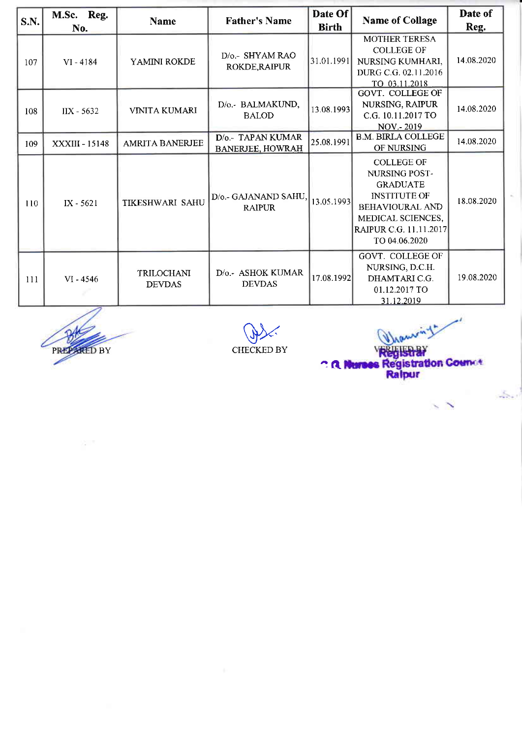| S.N. | M.Sc. Reg. No. | Name | Father's Name | Date Of Birth | Name of Collage | Date of Reg. |
|---|---|---|---|---|---|---|
| 107 | VI - 4184 | YAMINI ROKDE | D/o.- SHYAM RAO ROKDE,RAIPUR | 31.01.1991 | MOTHER TERESA COLLEGE OF NURSING KUMHARI, DURG C.G. 02.11.2016 TO 03.11.2018 | 14.08.2020 |
| 108 | IIX - 5632 | VINITA KUMARI | D/o.- BALMAKUND, BALOD | 13.08.1993 | GOVT. COLLEGE OF NURSING, RAIPUR C.G. 10.11.2017 TO NOV.- 2019 | 14.08.2020 |
| 109 | XXXIII - 15148 | AMRITA BANERJEE | D/o.- TAPAN KUMAR BANERJEE, HOWRAH | 25.08.1991 | B.M. BIRLA COLLEGE OF NURSING | 14.08.2020 |
| 110 | IX - 5621 | TIKESHWARI SAHU | D/o.- GAJANAND SAHU, RAIPUR | 13.05.1993 | COLLEGE OF NURSING POST-GRADUATE INSTITUTE OF BEHAVIOURAL AND MEDICAL SCIENCES, RAIPUR C.G. 11.11.2017 TO 04.06.2020 | 18.08.2020 |
| 111 | VI - 4546 | TRILOCHANI DEVDAS | D/o.- ASHOK KUMAR DEVDAS | 17.08.1992 | GOVT. COLLEGE OF NURSING, D.C.H. DHAMTARI C.G. 01.12.2017 TO 31.12.2019 | 19.08.2020 |

PREPARED BY

CHECKED BY

VERIFIED BY

Registrar
C.G. Nurses Registration Council
Raipur